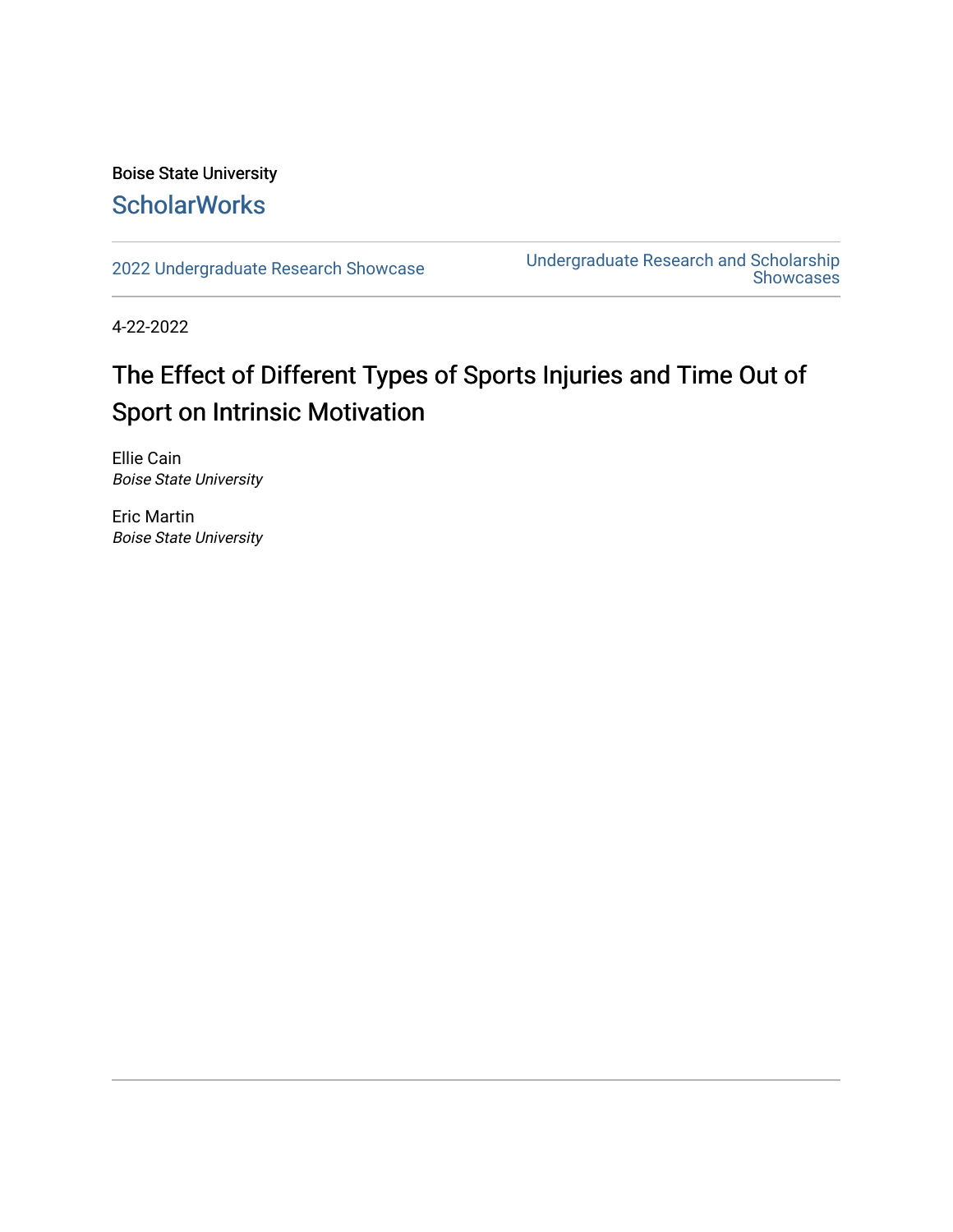Boise State University

ScholarWorks

2022 Undergraduate Research Showcase

Undergraduate Research and Scholarship Showcases

4-22-2022

# The Effect of Different Types of Sports Injuries and Time Out of Sport on Intrinsic Motivation

Ellie Cain
*Boise State University*

Eric Martin
*Boise State University*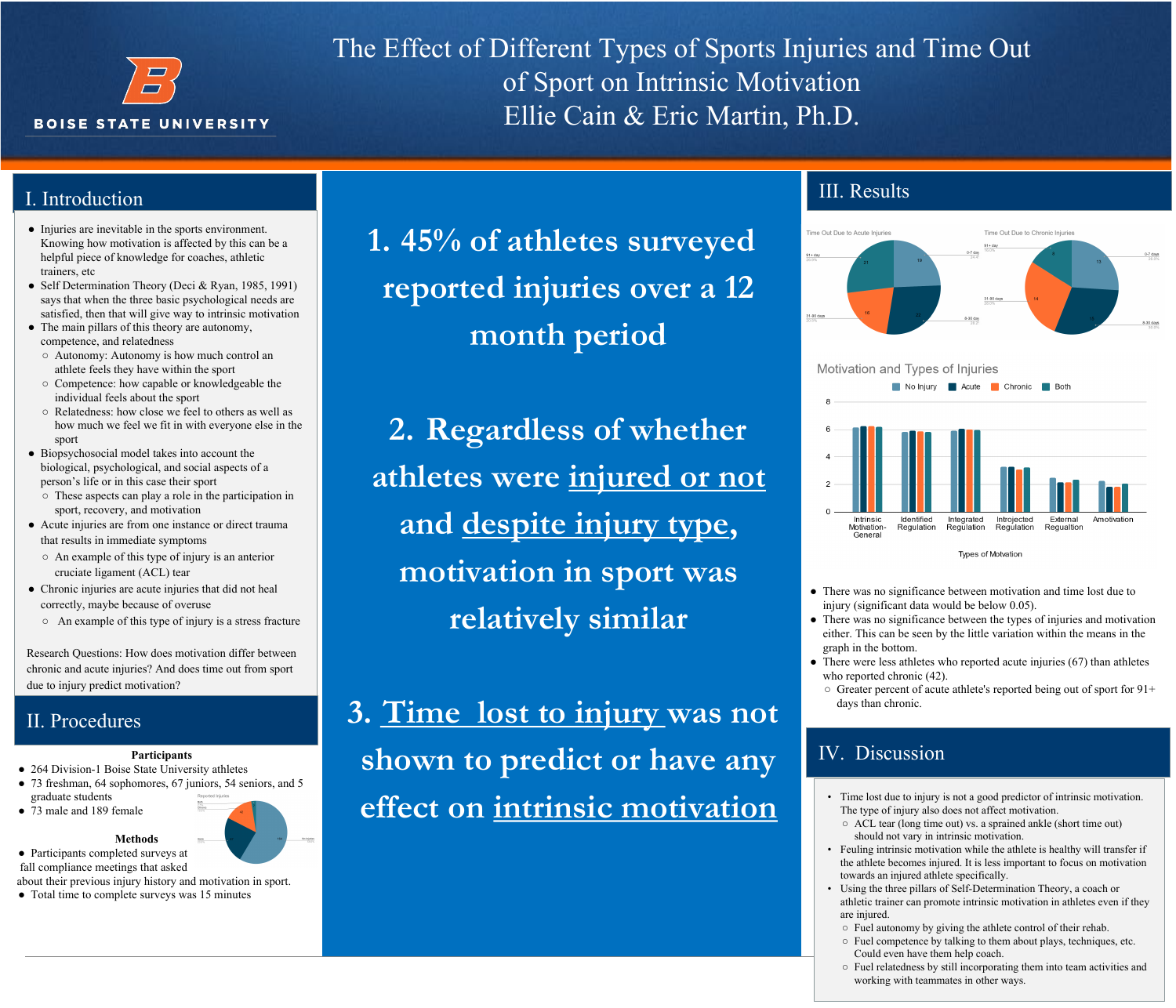BOISE STATE UNIVERSITY

# The Effect of Different Types of Sports Injuries and Time Out of Sport on Intrinsic Motivation

Ellie Cain & Eric Martin, Ph.D.

## I. Introduction

- Injuries are inevitable in the sports environment. Knowing how motivation is affected by this can be a helpful piece of knowledge for coaches, athletic trainers, etc
- Self Determination Theory (Deci & Ryan, 1985, 1991) says that when the three basic psychological needs are satisfied, then that will give way to intrinsic motivation
- The main pillars of this theory are autonomy, competence, and relatedness
  - Autonomy: Autonomy is how much control an athlete feels they have within the sport
  - Competence: how capable or knowledgeable the individual feels about the sport
  - Relatedness: how close we feel to others as well as how much we feel we fit in with everyone else in the sport
- Biopsychosocial model takes into account the biological, psychological, and social aspects of a person's life or in this case their sport
  - These aspects can play a role in the participation in sport, recovery, and motivation
- Acute injuries are from one instance or direct trauma that results in immediate symptoms
  - An example of this type of injury is an anterior cruciate ligament (ACL) tear
- Chronic injuries are acute injuries that did not heal correctly, maybe because of overuse
  - An example of this type of injury is a stress fracture

Research Questions: How does motivation differ between chronic and acute injuries? And does time out from sport due to injury predict motivation?

## II. Procedures

### Participants

- 264 Division-1 Boise State University athletes
- 73 freshman, 64 sophomores, 67 juniors, 54 seniors, and 5 graduate students
- 73 male and 189 female

Reported Injuries

Both

Chronic

Acute

No Injuries

144

### Methods

- Participants completed surveys at fall compliance meetings that asked about their previous injury history and motivation in sport.
- Total time to complete surveys was 15 minutes

1. 45% of athletes surveyed reported injuries over a 12 month period

2. Regardless of whether athletes were injured or not and despite injury type, motivation in sport was relatively similar

3. Time lost to injury was not shown to predict or have any effect on intrinsic motivation

## III. Results

Time Out Due to Acute Injuries

91+ day

0-7 day

31-90 days

8-30 days

21

19

16

22

Time Out Due to Chronic Injuries

91+ day

0-7 day

31-90 days

8-30 days

6

13

14

Motivation and Types of Injuries

No Injury · Acute · Chronic · Both

8

6

4

2

0

Intrinsic Motivation- General

Identified Regulation

Integrated Regulation

Introjected Regulation

External Regulation

Amotivation

Types of Motivation

- There was no significance between motivation and time lost due to injury (significant data would be below 0.05).
- There was no significance between the types of injuries and motivation either. This can be seen by the little variation within the means in the graph in the bottom.
- There were less athletes who reported acute injuries (67) than athletes who reported chronic (42).
  - Greater percent of acute athlete's reported being out of sport for 91+ days than chronic.

## IV. Discussion

- Time lost due to injury is not a good predictor of intrinsic motivation. The type of injury also does not affect motivation.
  - ACL tear (long time out) vs. a sprained ankle (short time out) should not vary in intrinsic motivation.
- Feuling intrinsic motivation while the athlete is healthy will transfer if the athlete becomes injured. It is less important to focus on motivation towards an injured athlete specifically.
- Using the three pillars of Self-Determination Theory, a coach or athletic trainer can promote intrinsic motivation in athletes even if they are injured.
  - Fuel autonomy by giving the athlete control of their rehab.
  - Fuel competence by talking to them about plays, techniques, etc. Could even have them help coach.
  - Fuel relatedness by still incorporating them into team activities and working with teammates in other ways.